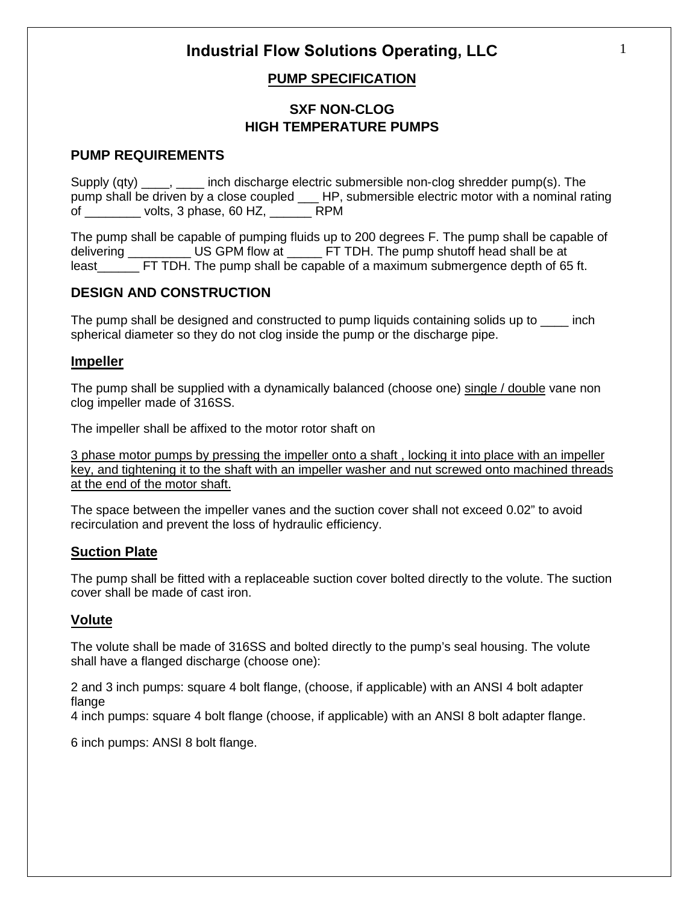# Industrial Flow Solutions Operating, LLC

## PUMP SPECIFICATION

## SXF NON-CLOG
## HIGH TEMPERATURE PUMPS

### PUMP REQUIREMENTS

Supply (qty) ____, ____ inch discharge electric submersible non-clog shredder pump(s). The pump shall be driven by a close coupled ___ HP, submersible electric motor with a nominal rating of ________ volts, 3 phase, 60 HZ, ______ RPM

The pump shall be capable of pumping fluids up to 200 degrees F. The pump shall be capable of delivering _________ US GPM flow at _____ FT TDH. The pump shutoff head shall be at least______ FT TDH. The pump shall be capable of a maximum submergence depth of 65 ft.

### DESIGN AND CONSTRUCTION

The pump shall be designed and constructed to pump liquids containing solids up to ____ inch spherical diameter so they do not clog inside the pump or the discharge pipe.

#### Impeller

The pump shall be supplied with a dynamically balanced (choose one) single / double vane non clog impeller made of 316SS.

The impeller shall be affixed to the motor rotor shaft on

3 phase motor pumps by pressing the impeller onto a shaft , locking it into place with an impeller key, and tightening it to the shaft with an impeller washer and nut screwed onto machined threads at the end of the motor shaft.

The space between the impeller vanes and the suction cover shall not exceed 0.02" to avoid recirculation and prevent the loss of hydraulic efficiency.

#### Suction Plate

The pump shall be fitted with a replaceable suction cover bolted directly to the volute. The suction cover shall be made of cast iron.

#### Volute

The volute shall be made of 316SS and bolted directly to the pump's seal housing. The volute shall have a flanged discharge (choose one):

2 and 3 inch pumps: square 4 bolt flange, (choose, if applicable) with an ANSI 4 bolt adapter flange
4 inch pumps: square 4 bolt flange (choose, if applicable) with an ANSI 8 bolt adapter flange.

6 inch pumps: ANSI 8 bolt flange.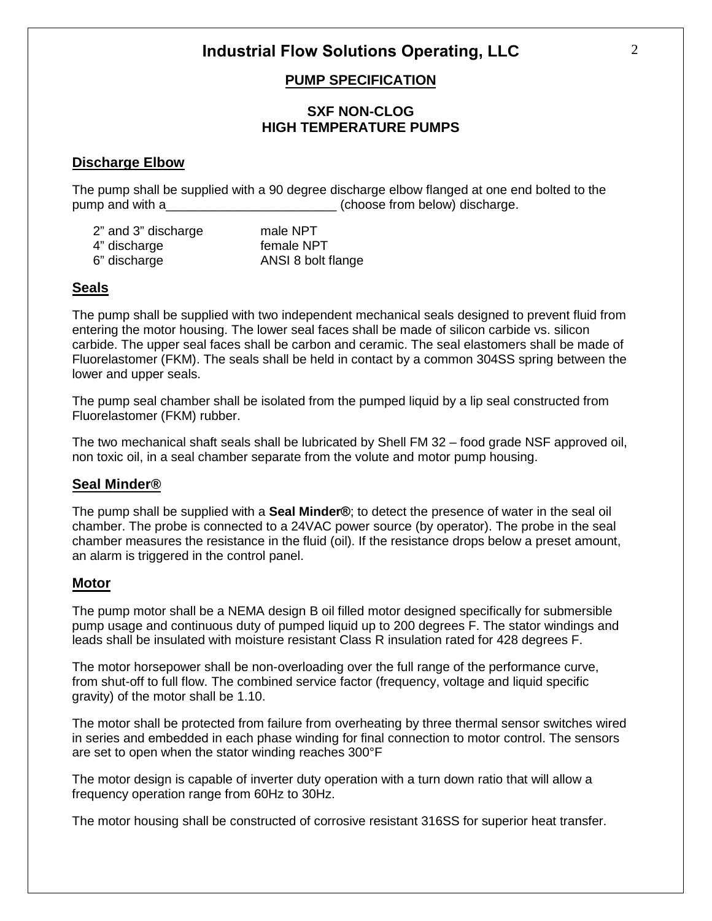# Industrial Flow Solutions Operating, LLC

## PUMP SPECIFICATION

### SXF NON-CLOG
### HIGH TEMPERATURE PUMPS

**Discharge Elbow**

The pump shall be supplied with a 90 degree discharge elbow flanged at one end bolted to the pump and with a________________________ (choose from below) discharge.

| | |
|---|---|
| 2" and 3" discharge | male NPT |
| 4" discharge | female NPT |
| 6" discharge | ANSI 8 bolt flange |

**Seals**

The pump shall be supplied with two independent mechanical seals designed to prevent fluid from entering the motor housing. The lower seal faces shall be made of silicon carbide vs. silicon carbide. The upper seal faces shall be carbon and ceramic. The seal elastomers shall be made of Fluorelastomer (FKM). The seals shall be held in contact by a common 304SS spring between the lower and upper seals.

The pump seal chamber shall be isolated from the pumped liquid by a lip seal constructed from Fluorelastomer (FKM) rubber.

The two mechanical shaft seals shall be lubricated by Shell FM 32 – food grade NSF approved oil, non toxic oil, in a seal chamber separate from the volute and motor pump housing.

**Seal Minder®**

The pump shall be supplied with a **Seal Minder®**; to detect the presence of water in the seal oil chamber. The probe is connected to a 24VAC power source (by operator). The probe in the seal chamber measures the resistance in the fluid (oil). If the resistance drops below a preset amount, an alarm is triggered in the control panel.

**Motor**

The pump motor shall be a NEMA design B oil filled motor designed specifically for submersible pump usage and continuous duty of pumped liquid up to 200 degrees F. The stator windings and leads shall be insulated with moisture resistant Class R insulation rated for 428 degrees F.

The motor horsepower shall be non-overloading over the full range of the performance curve, from shut-off to full flow. The combined service factor (frequency, voltage and liquid specific gravity) of the motor shall be 1.10.

The motor shall be protected from failure from overheating by three thermal sensor switches wired in series and embedded in each phase winding for final connection to motor control. The sensors are set to open when the stator winding reaches 300°F

The motor design is capable of inverter duty operation with a turn down ratio that will allow a frequency operation range from 60Hz to 30Hz.

The motor housing shall be constructed of corrosive resistant 316SS for superior heat transfer.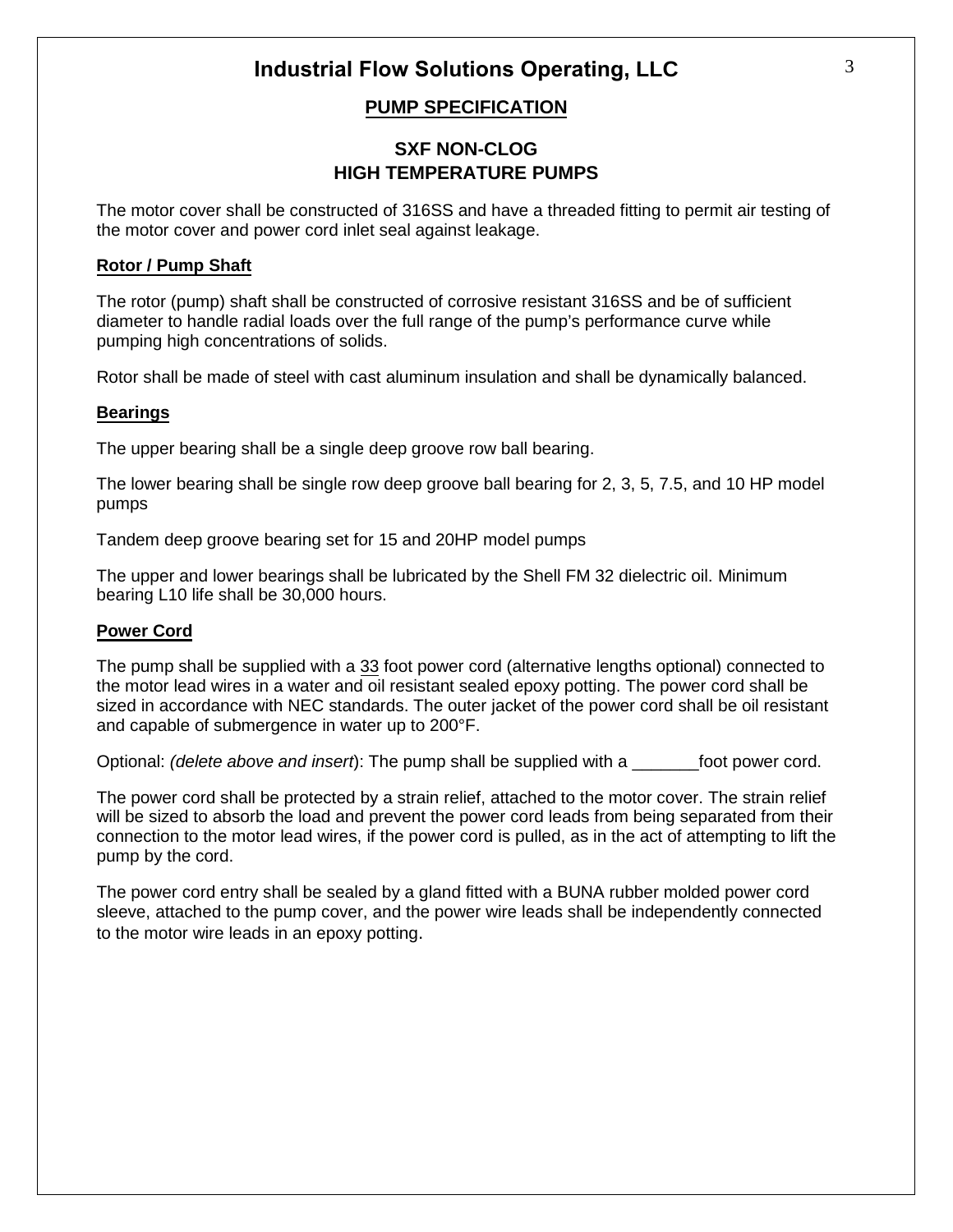# Industrial Flow Solutions Operating, LLC

## PUMP SPECIFICATION

## SXF NON-CLOG
## HIGH TEMPERATURE PUMPS

The motor cover shall be constructed of 316SS and have a threaded fitting to permit air testing of the motor cover and power cord inlet seal against leakage.

**Rotor / Pump Shaft**

The rotor (pump) shaft shall be constructed of corrosive resistant 316SS and be of sufficient diameter to handle radial loads over the full range of the pump's performance curve while pumping high concentrations of solids.

Rotor shall be made of steel with cast aluminum insulation and shall be dynamically balanced.

**Bearings**

The upper bearing shall be a single deep groove row ball bearing.

The lower bearing shall be single row deep groove ball bearing for 2, 3, 5, 7.5, and 10 HP model pumps

Tandem deep groove bearing set for 15 and 20HP model pumps

The upper and lower bearings shall be lubricated by the Shell FM 32 dielectric oil. Minimum bearing L10 life shall be 30,000 hours.

**Power Cord**

The pump shall be supplied with a 33 foot power cord (alternative lengths optional) connected to the motor lead wires in a water and oil resistant sealed epoxy potting. The power cord shall be sized in accordance with NEC standards. The outer jacket of the power cord shall be oil resistant and capable of submergence in water up to 200°F.

Optional: *(delete above and insert*): The pump shall be supplied with a _______foot power cord.

The power cord shall be protected by a strain relief, attached to the motor cover. The strain relief will be sized to absorb the load and prevent the power cord leads from being separated from their connection to the motor lead wires, if the power cord is pulled, as in the act of attempting to lift the pump by the cord.

The power cord entry shall be sealed by a gland fitted with a BUNA rubber molded power cord sleeve, attached to the pump cover, and the power wire leads shall be independently connected to the motor wire leads in an epoxy potting.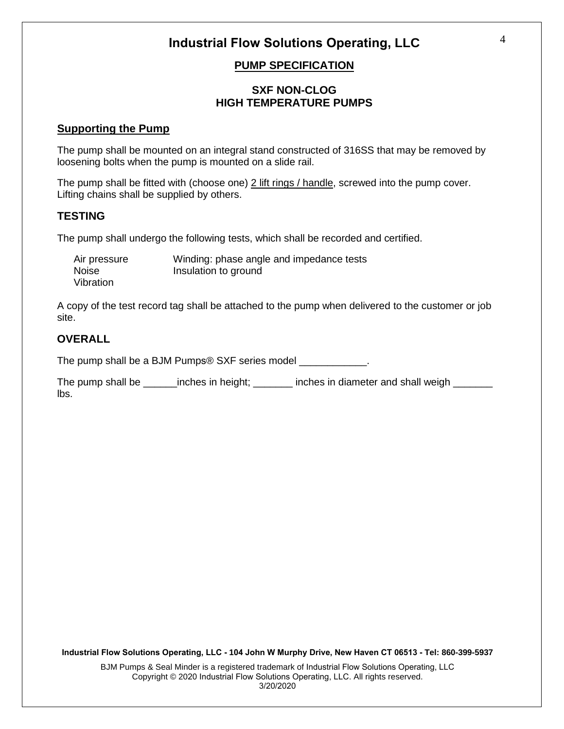# Industrial Flow Solutions Operating, LLC

**PUMP SPECIFICATION**

**SXF NON-CLOG**
**HIGH TEMPERATURE PUMPS**

## Supporting the Pump

The pump shall be mounted on an integral stand constructed of 316SS that may be removed by loosening bolts when the pump is mounted on a slide rail.

The pump shall be fitted with (choose one) 2 lift rings / handle, screwed into the pump cover. Lifting chains shall be supplied by others.

## TESTING

The pump shall undergo the following tests, which shall be recorded and certified.

| | |
|---|---|
| Air pressure | Winding: phase angle and impedance tests |
| Noise | Insulation to ground |
| Vibration | |

A copy of the test record tag shall be attached to the pump when delivered to the customer or job site.

## OVERALL

The pump shall be a BJM Pumps® SXF series model ____________.

The pump shall be ______inches in height; _______ inches in diameter and shall weigh _______ lbs.

**Industrial Flow Solutions Operating, LLC - 104 John W Murphy Drive, New Haven CT 06513 - Tel: 860-399-5937**

BJM Pumps & Seal Minder is a registered trademark of Industrial Flow Solutions Operating, LLC
Copyright © 2020 Industrial Flow Solutions Operating, LLC. All rights reserved.
3/20/2020